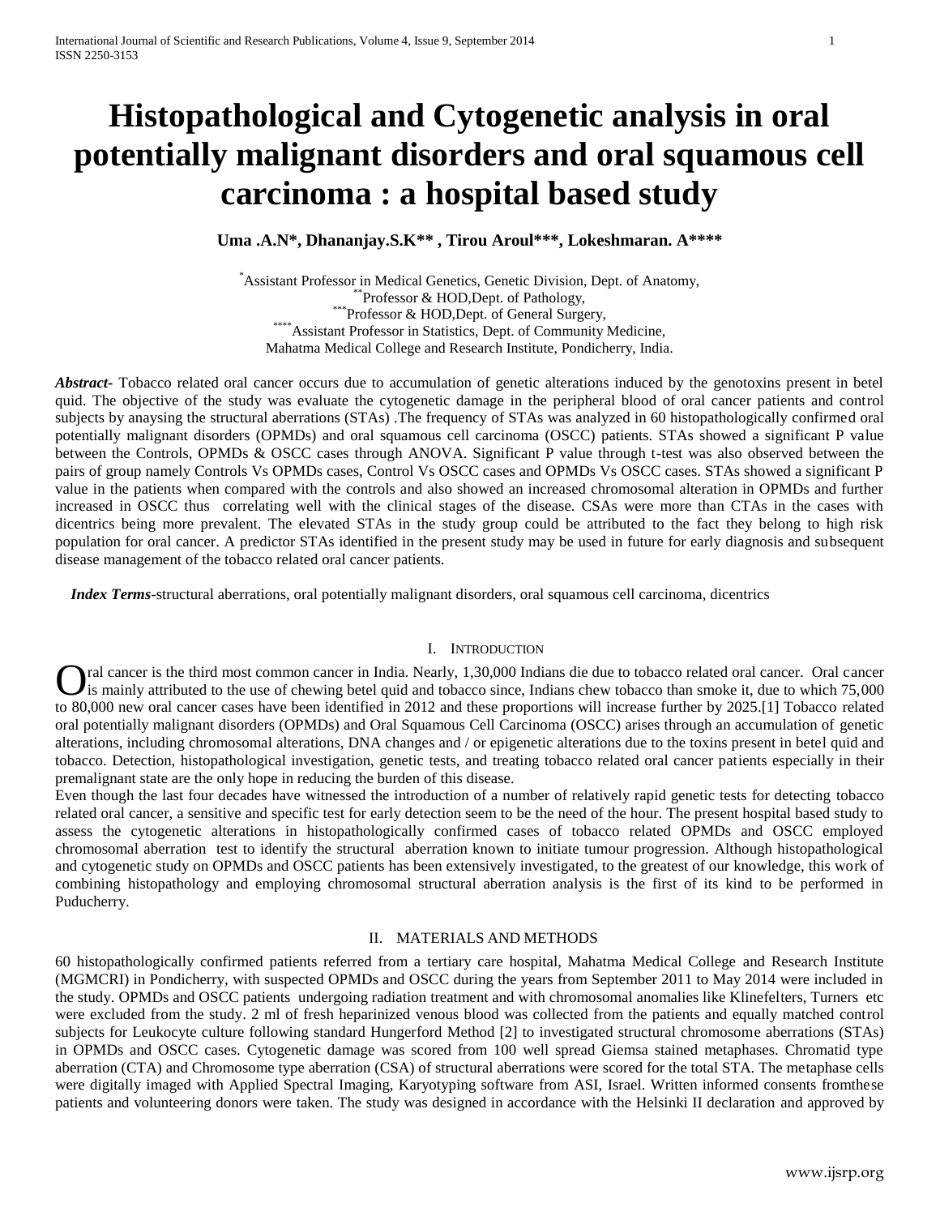# Histopathological and Cytogenetic analysis in oral potentially malignant disorders and oral squamous cell carcinoma : a hospital based study

**Uma .A.N*, Dhananjay.S.K** , Tirou Aroul***, Lokeshmaran. A******

*Assistant Professor in Medical Genetics, Genetic Division, Dept. of Anatomy,
**Professor & HOD,Dept. of Pathology,
***Professor & HOD,Dept. of General Surgery,
****Assistant Professor in Statistics, Dept. of Community Medicine,
Mahatma Medical College and Research Institute, Pondicherry, India.

***Abstract-*** Tobacco related oral cancer occurs due to accumulation of genetic alterations induced by the genotoxins present in betel quid. The objective of the study was evaluate the cytogenetic damage in the peripheral blood of oral cancer patients and control subjects by anaysing the structural aberrations (STAs) .The frequency of STAs was analyzed in 60 histopathologically confirmed oral potentially malignant disorders (OPMDs) and oral squamous cell carcinoma (OSCC) patients. STAs showed a significant P value between the Controls, OPMDs & OSCC cases through ANOVA. Significant P value through t-test was also observed between the pairs of group namely Controls Vs OPMDs cases, Control Vs OSCC cases and OPMDs Vs OSCC cases. STAs showed a significant P value in the patients when compared with the controls and also showed an increased chromosomal alteration in OPMDs and further increased in OSCC thus correlating well with the clinical stages of the disease. CSAs were more than CTAs in the cases with dicentrics being more prevalent. The elevated STAs in the study group could be attributed to the fact they belong to high risk population for oral cancer. A predictor STAs identified in the present study may be used in future for early diagnosis and subsequent disease management of the tobacco related oral cancer patients.

***Index Terms*-**structural aberrations, oral potentially malignant disorders, oral squamous cell carcinoma, dicentrics

## I. Introduction

Oral cancer is the third most common cancer in India. Nearly, 1,30,000 Indians die due to tobacco related oral cancer. Oral cancer is mainly attributed to the use of chewing betel quid and tobacco since, Indians chew tobacco than smoke it, due to which 75,000 to 80,000 new oral cancer cases have been identified in 2012 and these proportions will increase further by 2025.[1] Tobacco related oral potentially malignant disorders (OPMDs) and Oral Squamous Cell Carcinoma (OSCC) arises through an accumulation of genetic alterations, including chromosomal alterations, DNA changes and / or epigenetic alterations due to the toxins present in betel quid and tobacco. Detection, histopathological investigation, genetic tests, and treating tobacco related oral cancer patients especially in their premalignant state are the only hope in reducing the burden of this disease.

Even though the last four decades have witnessed the introduction of a number of relatively rapid genetic tests for detecting tobacco related oral cancer, a sensitive and specific test for early detection seem to be the need of the hour. The present hospital based study to assess the cytogenetic alterations in histopathologically confirmed cases of tobacco related OPMDs and OSCC employed chromosomal aberration test to identify the structural aberration known to initiate tumour progression. Although histopathological and cytogenetic study on OPMDs and OSCC patients has been extensively investigated, to the greatest of our knowledge, this work of combining histopathology and employing chromosomal structural aberration analysis is the first of its kind to be performed in Puducherry.

## II. MATERIALS AND METHODS

60 histopathologically confirmed patients referred from a tertiary care hospital, Mahatma Medical College and Research Institute (MGMCRI) in Pondicherry, with suspected OPMDs and OSCC during the years from September 2011 to May 2014 were included in the study. OPMDs and OSCC patients undergoing radiation treatment and with chromosomal anomalies like Klinefelters, Turners etc were excluded from the study. 2 ml of fresh heparinized venous blood was collected from the patients and equally matched control subjects for Leukocyte culture following standard Hungerford Method [2] to investigated structural chromosome aberrations (STAs) in OPMDs and OSCC cases. Cytogenetic damage was scored from 100 well spread Giemsa stained metaphases. Chromatid type aberration (CTA) and Chromosome type aberration (CSA) of structural aberrations were scored for the total STA. The metaphase cells were digitally imaged with Applied Spectral Imaging, Karyotyping software from ASI, Israel. Written informed consents fromthese patients and volunteering donors were taken. The study was designed in accordance with the Helsinki II declaration and approved by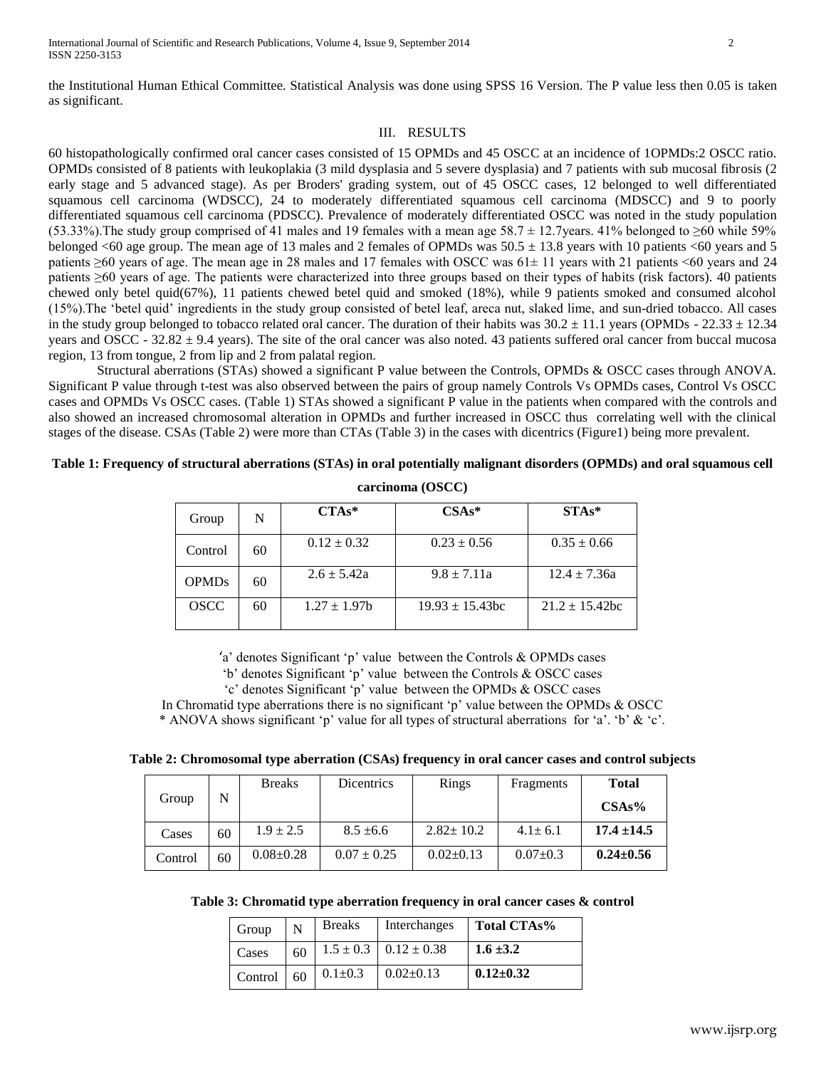the Institutional Human Ethical Committee. Statistical Analysis was done using SPSS 16 Version. The P value less then 0.05 is taken as significant.

## III. RESULTS

60 histopathologically confirmed oral cancer cases consisted of 15 OPMDs and 45 OSCC at an incidence of 1OPMDs:2 OSCC ratio. OPMDs consisted of 8 patients with leukoplakia (3 mild dysplasia and 5 severe dysplasia) and 7 patients with sub mucosal fibrosis (2 early stage and 5 advanced stage). As per Broders' grading system, out of 45 OSCC cases, 12 belonged to well differentiated squamous cell carcinoma (WDSCC), 24 to moderately differentiated squamous cell carcinoma (MDSCC) and 9 to poorly differentiated squamous cell carcinoma (PDSCC). Prevalence of moderately differentiated OSCC was noted in the study population (53.33%).The study group comprised of 41 males and 19 females with a mean age 58.7 ± 12.7years. 41% belonged to ≥60 while 59% belonged <60 age group. The mean age of 13 males and 2 females of OPMDs was 50.5 ± 13.8 years with 10 patients <60 years and 5 patients ≥60 years of age. The mean age in 28 males and 17 females with OSCC was 61± 11 years with 21 patients <60 years and 24 patients ≥60 years of age. The patients were characterized into three groups based on their types of habits (risk factors). 40 patients chewed only betel quid(67%), 11 patients chewed betel quid and smoked (18%), while 9 patients smoked and consumed alcohol (15%).The 'betel quid' ingredients in the study group consisted of betel leaf, areca nut, slaked lime, and sun-dried tobacco. All cases in the study group belonged to tobacco related oral cancer. The duration of their habits was 30.2 ± 11.1 years (OPMDs - 22.33 ± 12.34 years and OSCC - 32.82 ± 9.4 years). The site of the oral cancer was also noted. 43 patients suffered oral cancer from buccal mucosa region, 13 from tongue, 2 from lip and 2 from palatal region.

Structural aberrations (STAs) showed a significant P value between the Controls, OPMDs & OSCC cases through ANOVA. Significant P value through t-test was also observed between the pairs of group namely Controls Vs OPMDs cases, Control Vs OSCC cases and OPMDs Vs OSCC cases. (Table 1) STAs showed a significant P value in the patients when compared with the controls and also showed an increased chromosomal alteration in OPMDs and further increased in OSCC thus correlating well with the clinical stages of the disease. CSAs (Table 2) were more than CTAs (Table 3) in the cases with dicentrics (Figure1) being more prevalent.

**Table 1: Frequency of structural aberrations (STAs) in oral potentially malignant disorders (OPMDs) and oral squamous cell carcinoma (OSCC)**

| Group | N | CTAs* | CSAs* | STAs* |
|---|---|---|---|---|
| Control | 60 | 0.12 ± 0.32 | 0.23 ± 0.56 | 0.35 ± 0.66 |
| OPMDs | 60 | 2.6 ± 5.42a | 9.8 ± 7.11a | 12.4 ± 7.36a |
| OSCC | 60 | 1.27 ± 1.97b | 19.93 ± 15.43bc | 21.2 ± 15.42bc |

'a' denotes Significant 'p' value between the Controls & OPMDs cases
'b' denotes Significant 'p' value between the Controls & OSCC cases
'c' denotes Significant 'p' value between the OPMDs & OSCC cases
In Chromatid type aberrations there is no significant 'p' value between the OPMDs & OSCC
* ANOVA shows significant 'p' value for all types of structural aberrations for 'a'. 'b' & 'c'.

**Table 2: Chromosomal type aberration (CSAs) frequency in oral cancer cases and control subjects**

| Group | N | Breaks | Dicentrics | Rings | Fragments | **Total CSAs%** |
|---|---|---|---|---|---|---|
| Cases | 60 | 1.9 ± 2.5 | 8.5 ±6.6 | 2.82± 10.2 | 4.1± 6.1 | **17.4 ±14.5** |
| Control | 60 | 0.08±0.28 | 0.07 ± 0.25 | 0.02±0.13 | 0.07±0.3 | **0.24±0.56** |

**Table 3: Chromatid type aberration frequency in oral cancer cases & control**

| Group | N | Breaks | Interchanges | **Total CTAs%** |
|---|---|---|---|---|
| Cases | 60 | 1.5 ± 0.3 | 0.12 ± 0.38 | **1.6 ±3.2** |
| Control | 60 | 0.1±0.3 | 0.02±0.13 | **0.12±0.32** |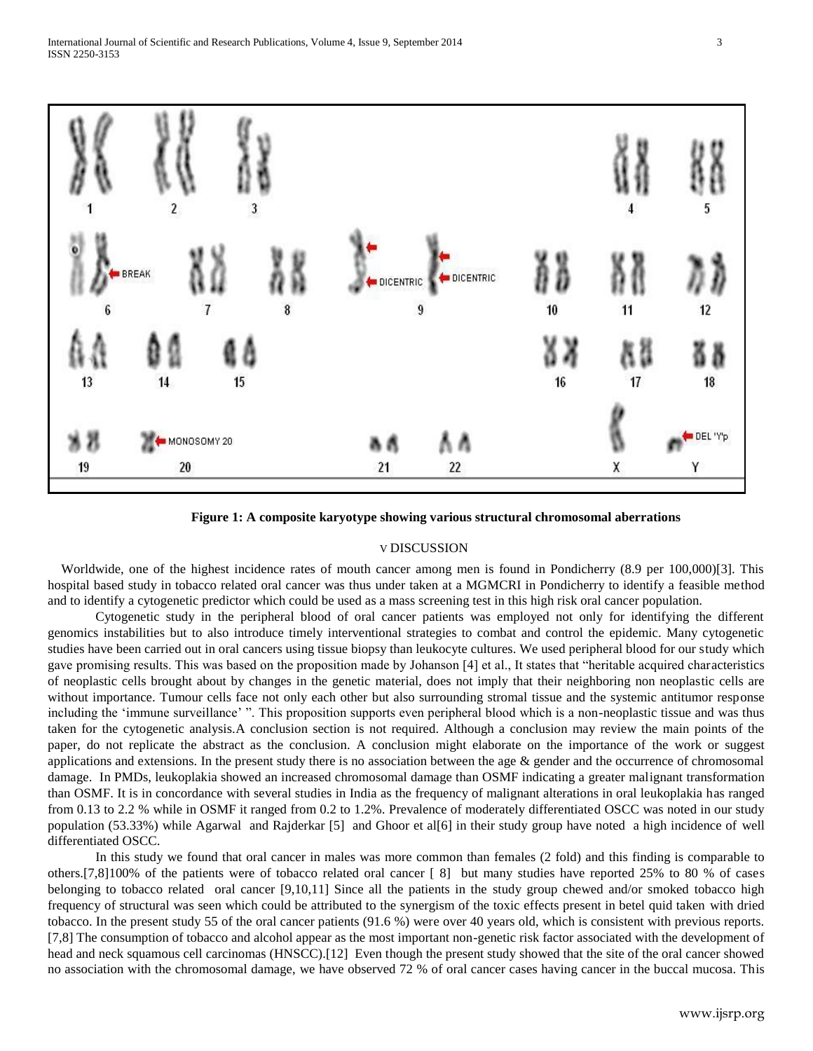**Figure 1: A composite karyotype showing various structural chromosomal aberrations**

## V DISCUSSION

Worldwide, one of the highest incidence rates of mouth cancer among men is found in Pondicherry (8.9 per 100,000)[3]. This hospital based study in tobacco related oral cancer was thus under taken at a MGMCRI in Pondicherry to identify a feasible method and to identify a cytogenetic predictor which could be used as a mass screening test in this high risk oral cancer population.

Cytogenetic study in the peripheral blood of oral cancer patients was employed not only for identifying the different genomics instabilities but to also introduce timely interventional strategies to combat and control the epidemic. Many cytogenetic studies have been carried out in oral cancers using tissue biopsy than leukocyte cultures. We used peripheral blood for our study which gave promising results. This was based on the proposition made by Johanson [4] et al., It states that "heritable acquired characteristics of neoplastic cells brought about by changes in the genetic material, does not imply that their neighboring non neoplastic cells are without importance. Tumour cells face not only each other but also surrounding stromal tissue and the systemic antitumor response including the 'immune surveillance' ". This proposition supports even peripheral blood which is a non-neoplastic tissue and was thus taken for the cytogenetic analysis.A conclusion section is not required. Although a conclusion may review the main points of the paper, do not replicate the abstract as the conclusion. A conclusion might elaborate on the importance of the work or suggest applications and extensions. In the present study there is no association between the age & gender and the occurrence of chromosomal damage. In PMDs, leukoplakia showed an increased chromosomal damage than OSMF indicating a greater malignant transformation than OSMF. It is in concordance with several studies in India as the frequency of malignant alterations in oral leukoplakia has ranged from 0.13 to 2.2 % while in OSMF it ranged from 0.2 to 1.2%. Prevalence of moderately differentiated OSCC was noted in our study population (53.33%) while Agarwal and Rajderkar [5] and Ghoor et al[6] in their study group have noted a high incidence of well differentiated OSCC.

In this study we found that oral cancer in males was more common than females (2 fold) and this finding is comparable to others.[7,8]100% of the patients were of tobacco related oral cancer [ 8] but many studies have reported 25% to 80 % of cases belonging to tobacco related oral cancer [9,10,11] Since all the patients in the study group chewed and/or smoked tobacco high frequency of structural was seen which could be attributed to the synergism of the toxic effects present in betel quid taken with dried tobacco. In the present study 55 of the oral cancer patients (91.6 %) were over 40 years old, which is consistent with previous reports.[7,8] The consumption of tobacco and alcohol appear as the most important non-genetic risk factor associated with the development of head and neck squamous cell carcinomas (HNSCC).[12] Even though the present study showed that the site of the oral cancer showed no association with the chromosomal damage, we have observed 72 % of oral cancer cases having cancer in the buccal mucosa. This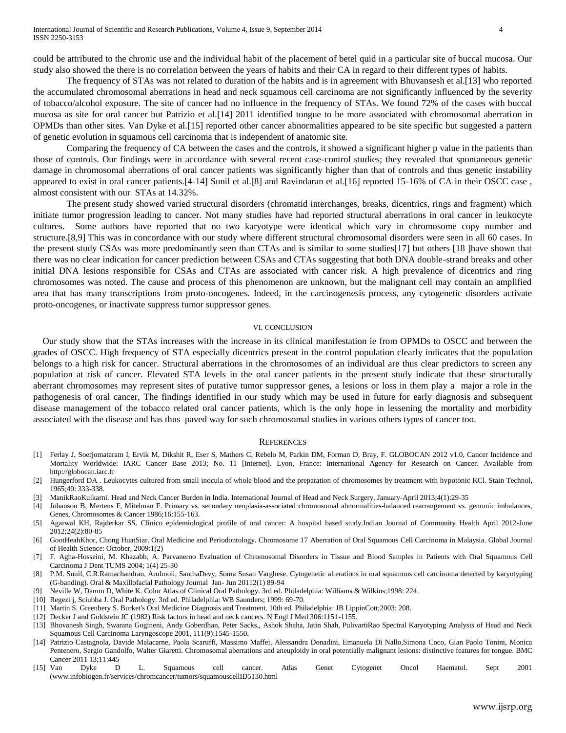could be attributed to the chronic use and the individual habit of the placement of betel quid in a particular site of buccal mucosa. Our study also showed the there is no correlation between the years of habits and their CA in regard to their different types of habits.

The frequency of STAs was not related to duration of the habits and is in agreement with Bhuvansesh et al.[13] who reported the accumulated chromosomal aberrations in head and neck squamous cell carcinoma are not significantly influenced by the severity of tobacco/alcohol exposure. The site of cancer had no influence in the frequency of STAs. We found 72% of the cases with buccal mucosa as site for oral cancer but Patrizio et al.[14] 2011 identified tongue to be more associated with chromosomal aberration in OPMDs than other sites. Van Dyke et al.[15] reported other cancer abnormalities appeared to be site specific but suggested a pattern of genetic evolution in squamous cell carcinoma that is independent of anatomic site.

Comparing the frequency of CA between the cases and the controls, it showed a significant higher p value in the patients than those of controls. Our findings were in accordance with several recent case-control studies; they revealed that spontaneous genetic damage in chromosomal aberrations of oral cancer patients was significantly higher than that of controls and thus genetic instability appeared to exist in oral cancer patients.[4-14] Sunil et al.[8] and Ravindaran et al.[16] reported 15-16% of CA in their OSCC case , almost consistent with our STAs at 14.32%.

The present study showed varied structural disorders (chromatid interchanges, breaks, dicentrics, rings and fragment) which initiate tumor progression leading to cancer. Not many studies have had reported structural aberrations in oral cancer in leukocyte cultures. Some authors have reported that no two karyotype were identical which vary in chromosome copy number and structure.[8,9] This was in concordance with our study where different structural chromosomal disorders were seen in all 60 cases. In the present study CSAs was more predominantly seen than CTAs and is similar to some studies[17] but others [18 ]have shown that there was no clear indication for cancer prediction between CSAs and CTAs suggesting that both DNA double-strand breaks and other initial DNA lesions responsible for CSAs and CTAs are associated with cancer risk. A high prevalence of dicentrics and ring chromosomes was noted. The cause and process of this phenomenon are unknown, but the malignant cell may contain an amplified area that has many transcriptions from proto-oncogenes. Indeed, in the carcinogenesis process, any cytogenetic disorders activate proto-oncogenes, or inactivate suppress tumor suppressor genes.

## VI. CONCLUSION

Our study show that the STAs increases with the increase in its clinical manifestation ie from OPMDs to OSCC and between the grades of OSCC. High frequency of STA especially dicentrics present in the control population clearly indicates that the population belongs to a high risk for cancer. Structural aberrations in the chromosomes of an individual are thus clear predictors to screen any population at risk of cancer. Elevated STA levels in the oral cancer patients in the present study indicate that these structurally aberrant chromosomes may represent sites of putative tumor suppressor genes, a lesions or loss in them play a major a role in the pathogenesis of oral cancer, The findings identified in our study which may be used in future for early diagnosis and subsequent disease management of the tobacco related oral cancer patients, which is the only hope in lessening the mortality and morbidity associated with the disease and has thus paved way for such chromosomal studies in various others types of cancer too.

## REFERENCES

[1] Ferlay J, Soerjomataram I, Ervik M, Dikshit R, Eser S, Mathers C, Rebelo M, Parkin DM, Forman D, Bray, F. GLOBOCAN 2012 v1.0, Cancer Incidence and Mortality Worldwide: IARC Cancer Base 2013; No. 11 [Internet]. Lyon, France: International Agency for Research on Cancer. Available from http://globocan.iarc.fr

[2] Hungerford DA . Leukocytes cultured from small inocula of whole blood and the preparation of chromosomes by treatment with hypotonic KCl. Stain Technol, 1965;40: 333-338.

[3] ManikRaoKulkarni. Head and Neck Cancer Burden in India. International Journal of Head and Neck Surgery, January-April 2013;4(1):29-35

[4] Johanson B, Mertens F, Mitelman F. Primary vs. secondary neoplasia-associated chromosomal abnormalities-balanced rearrangement vs. genomic imbalances, Genes, Chromosomes & Cancer 1986;16:155-163.

[5] Agarwal KH, Rajderkar SS. Clinico epidemiological profile of oral cancer: A hospital based study.Indian Journal of Community Health April 2012-June 2012;24(2):80-85

[6] GootHeahKhor, Chong HuatSiar. Oral Medicine and Periodontology. Chromosome 17 Aberration of Oral Squamous Cell Carcinoma in Malaysia. Global Journal of Health Science: October, 2009:1(2)

[7] F. Agha-Hosseini, M. Khazabb, A. Parvaneroo Evaluation of Chromosomal Disorders in Tissue and Blood Samples in Patients with Oral Squamous Cell Carcinoma J Dent TUMS 2004; 1(4) 25-30

[8] P.M. Sunil, C.R.Ramachandran, Arulmoli, SanthaDevy, Soma Susan Varghese. Cytogenetic alterations in oral squamous cell carcinoma detected by karyotyping (G-banding). Oral & Maxillofacial Pathology Journal Jan- Jun 20112(1) 89-94

[9] Neville W, Damm D, White K. Color Atlas of Clinical Oral Pathology. 3rd ed. Philadelphia: Williams & Wilkins;1998: 224.

[10] Regezi j, Sciubba J. Oral Pathology. 3rd ed. Philadelphia: WB Saunders; 1999: 69-70.

[11] Martin S. Greenbery S. Burket's Oral Medicine Diagnosis and Treatment. 10th ed. Philadelphia: JB LippinCott;2003: 208.

[12] Decker J and Goldstein JC (1982) Risk factors in head and neck cancers. N Engl J Med 306:1151-1155.

[13] Bhuvanesh Singh, Swarana Gogineni, Andy Goberdhan, Peter Sacks,, Ashok Shaha, Jatin Shah, PulivartiRao Spectral Karyotyping Analysis of Head and Neck Squamous Cell Carcinoma Laryngoscope 2001, 111(9):1545-1550.

[14] Patrizio Castagnola, Davide Malacarne, Paola Scaruffi, Massimo Maffei, Alessandra Donadini, Emanuela Di Nallo,Simona Coco, Gian Paolo Tonini, Monica Pentenero, Sergio Gandolfo, Walter Giaretti. Chromosomal aberrations and aneuploidy in oral potentially malignant lesions: distinctive features for tongue. BMC Cancer 2011 13;11:445

[15] Van Dyke D L. Squamous cell cancer. Atlas Genet Cytogenet Oncol Haematol. Sept 2001 (www.infobiogen.fr/services/chromcancer/tumors/squamouscellID5130.html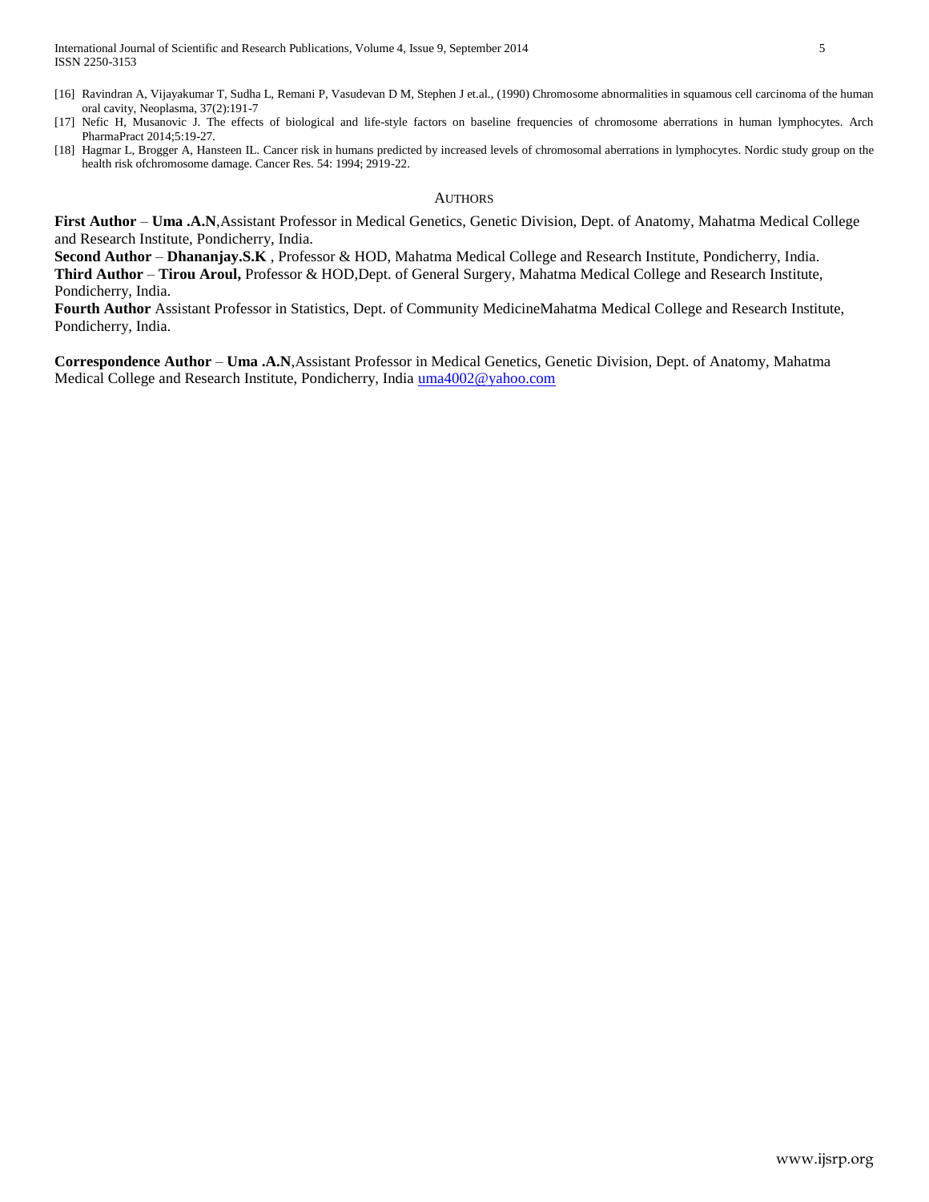[16] Ravindran A, Vijayakumar T, Sudha L, Remani P, Vasudevan D M, Stephen J et.al., (1990) Chromosome abnormalities in squamous cell carcinoma of the human oral cavity, Neoplasma, 37(2):191-7

[17] Nefic H, Musanovic J. The effects of biological and life-style factors on baseline frequencies of chromosome aberrations in human lymphocytes. Arch PharmaPract 2014;5:19-27.

[18] Hagmar L, Brogger A, Hansteen IL. Cancer risk in humans predicted by increased levels of chromosomal aberrations in lymphocytes. Nordic study group on the health risk ofchromosome damage. Cancer Res. 54: 1994; 2919-22.

## AUTHORS

**First Author** – **Uma .A.N**,Assistant Professor in Medical Genetics, Genetic Division, Dept. of Anatomy, Mahatma Medical College and Research Institute, Pondicherry, India.

**Second Author** – **Dhananjay.S.K** , Professor & HOD, Mahatma Medical College and Research Institute, Pondicherry, India.

**Third Author** – **Tirou Aroul,** Professor & HOD,Dept. of General Surgery, Mahatma Medical College and Research Institute, Pondicherry, India.

**Fourth Author** Assistant Professor in Statistics, Dept. of Community MedicineMahatma Medical College and Research Institute, Pondicherry, India.

**Correspondence Author** – **Uma .A.N**,Assistant Professor in Medical Genetics, Genetic Division, Dept. of Anatomy, Mahatma Medical College and Research Institute, Pondicherry, India uma4002@yahoo.com